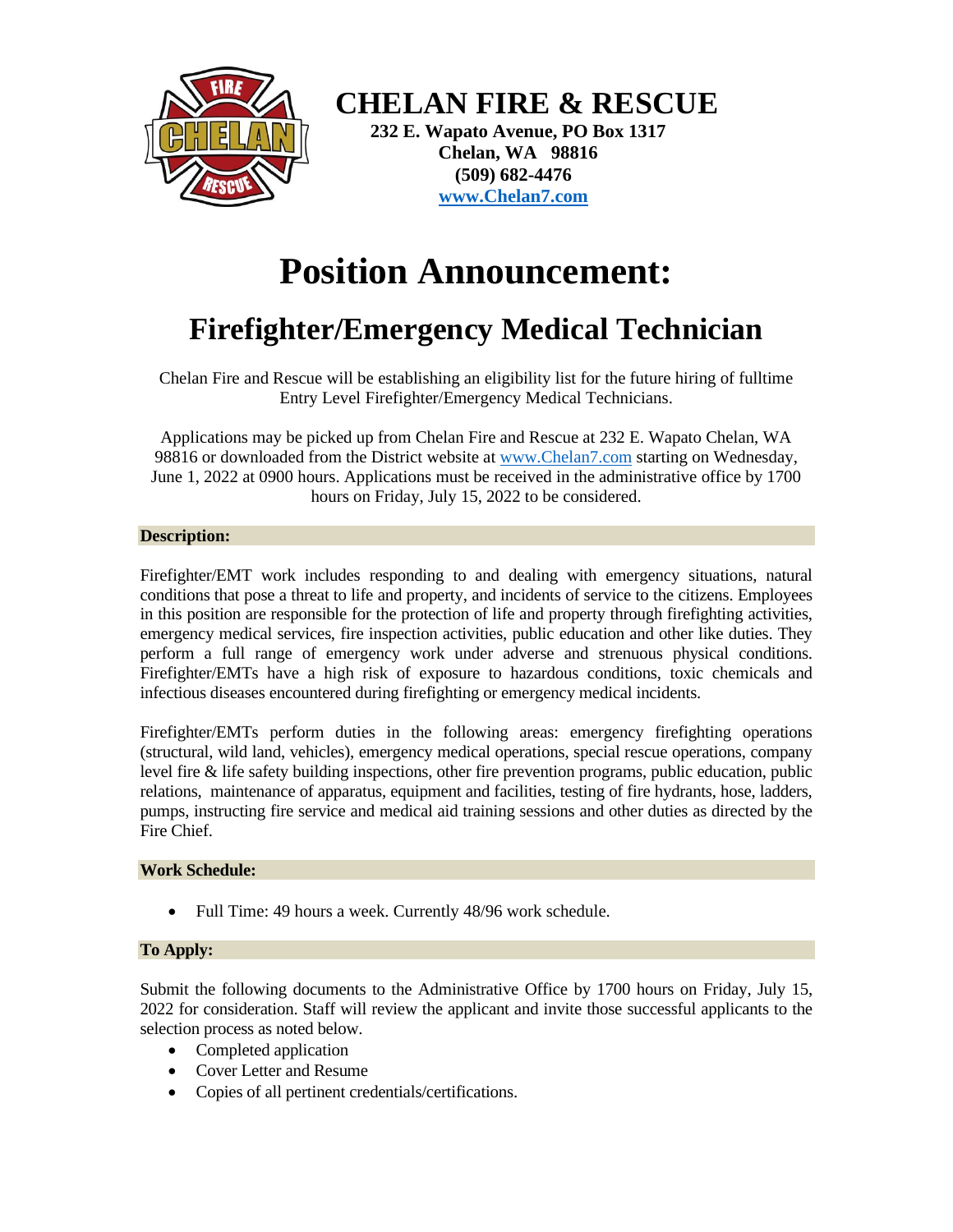# CHELAN FIRE & RESCUE

**232 E. Wapato Avenue, PO Box 1317**
**Chelan, WA 98816**
**(509) 682-4476**
**www.Chelan7.com**

# Position Announcement:

## Firefighter/Emergency Medical Technician

Chelan Fire and Rescue will be establishing an eligibility list for the future hiring of fulltime Entry Level Firefighter/Emergency Medical Technicians.

Applications may be picked up from Chelan Fire and Rescue at 232 E. Wapato Chelan, WA 98816 or downloaded from the District website at www.Chelan7.com starting on Wednesday, June 1, 2022 at 0900 hours. Applications must be received in the administrative office by 1700 hours on Friday, July 15, 2022 to be considered.

### Description:

Firefighter/EMT work includes responding to and dealing with emergency situations, natural conditions that pose a threat to life and property, and incidents of service to the citizens. Employees in this position are responsible for the protection of life and property through firefighting activities, emergency medical services, fire inspection activities, public education and other like duties. They perform a full range of emergency work under adverse and strenuous physical conditions. Firefighter/EMTs have a high risk of exposure to hazardous conditions, toxic chemicals and infectious diseases encountered during firefighting or emergency medical incidents.

Firefighter/EMTs perform duties in the following areas: emergency firefighting operations (structural, wild land, vehicles), emergency medical operations, special rescue operations, company level fire & life safety building inspections, other fire prevention programs, public education, public relations, maintenance of apparatus, equipment and facilities, testing of fire hydrants, hose, ladders, pumps, instructing fire service and medical aid training sessions and other duties as directed by the Fire Chief.

### Work Schedule:

- Full Time: 49 hours a week. Currently 48/96 work schedule.

### To Apply:

Submit the following documents to the Administrative Office by 1700 hours on Friday, July 15, 2022 for consideration. Staff will review the applicant and invite those successful applicants to the selection process as noted below.

- Completed application
- Cover Letter and Resume
- Copies of all pertinent credentials/certifications.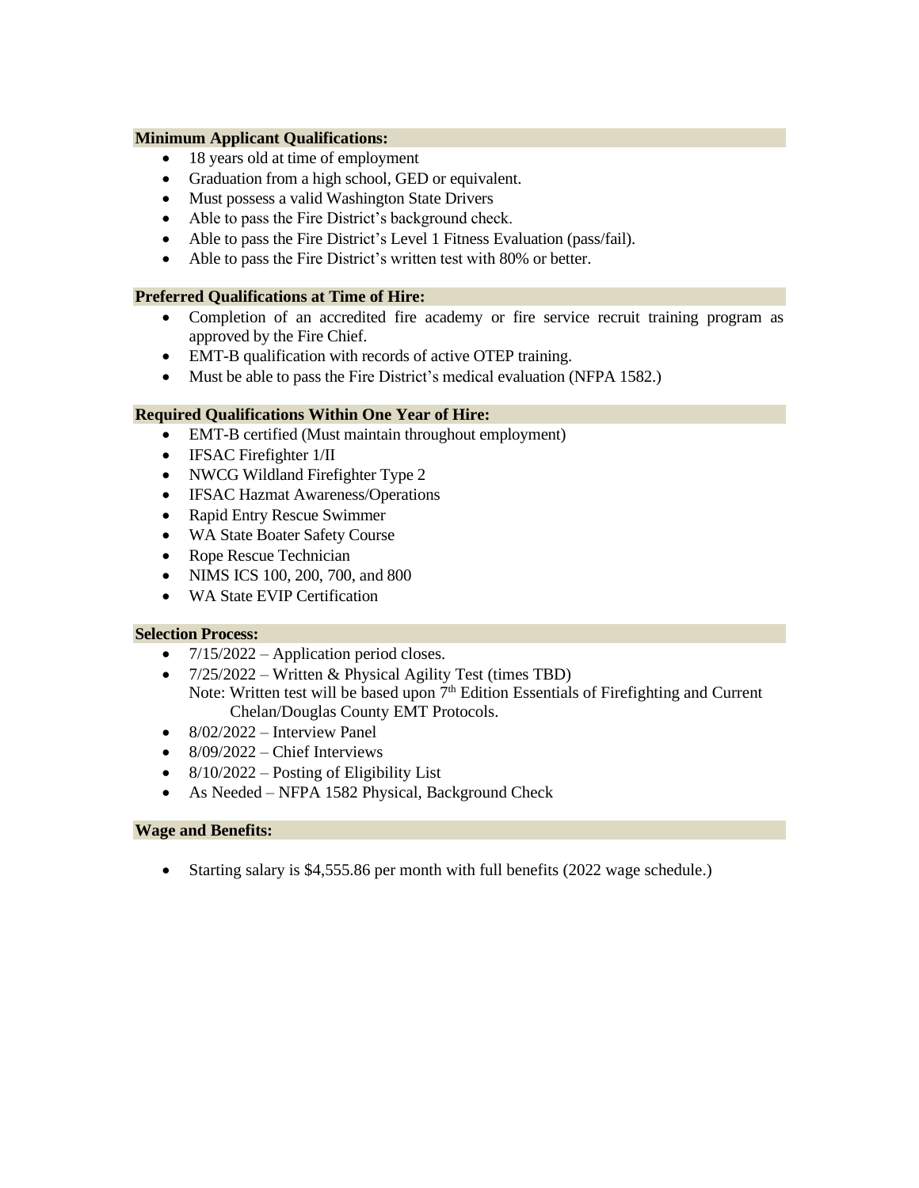**Minimum Applicant Qualifications:**

- 18 years old at time of employment
- Graduation from a high school, GED or equivalent.
- Must possess a valid Washington State Drivers
- Able to pass the Fire District's background check.
- Able to pass the Fire District's Level 1 Fitness Evaluation (pass/fail).
- Able to pass the Fire District's written test with 80% or better.

**Preferred Qualifications at Time of Hire:**

- Completion of an accredited fire academy or fire service recruit training program as approved by the Fire Chief.
- EMT-B qualification with records of active OTEP training.
- Must be able to pass the Fire District's medical evaluation (NFPA 1582.)

**Required Qualifications Within One Year of Hire:**

- EMT-B certified (Must maintain throughout employment)
- IFSAC Firefighter 1/II
- NWCG Wildland Firefighter Type 2
- IFSAC Hazmat Awareness/Operations
- Rapid Entry Rescue Swimmer
- WA State Boater Safety Course
- Rope Rescue Technician
- NIMS ICS 100, 200, 700, and 800
- WA State EVIP Certification

**Selection Process:**

- 7/15/2022 – Application period closes.
- 7/25/2022 – Written & Physical Agility Test (times TBD)
  Note: Written test will be based upon 7th Edition Essentials of Firefighting and Current Chelan/Douglas County EMT Protocols.
- 8/02/2022 – Interview Panel
- 8/09/2022 – Chief Interviews
- 8/10/2022 – Posting of Eligibility List
- As Needed – NFPA 1582 Physical, Background Check

**Wage and Benefits:**

- Starting salary is $4,555.86 per month with full benefits (2022 wage schedule.)